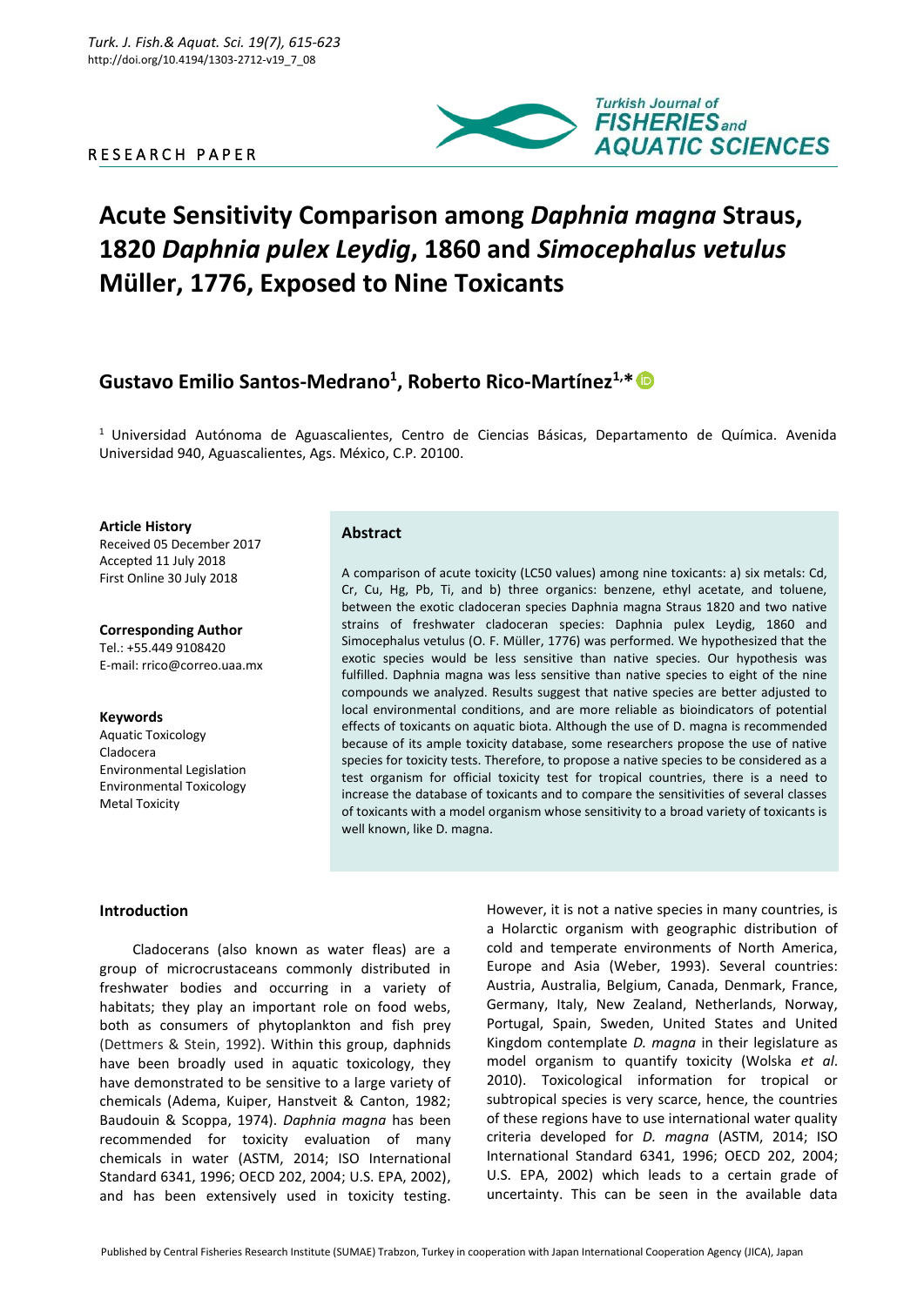RESEARCH PAPER

# Acute Sensitivity Comparison among *Daphnia magna* Straus, 1820 *Daphnia pulex Leydig*, 1860 and *Simocephalus vetulus* Müller, 1776, Exposed to Nine Toxicants

## Gustavo Emilio Santos-Medrano[1], Roberto Rico-Martínez[1,*]

[1] Universidad Autónoma de Aguascalientes, Centro de Ciencias Básicas, Departamento de Química. Avenida Universidad 940, Aguascalientes, Ags. México, C.P. 20100.

**Article History**
Received 05 December 2017
Accepted 11 July 2018
First Online 30 July 2018

**Corresponding Author**
Tel.: +55.449 9108420
E-mail: rrico@correo.uaa.mx

**Keywords**
Aquatic Toxicology
Cladocera
Environmental Legislation
Environmental Toxicology
Metal Toxicity

### Abstract

A comparison of acute toxicity (LC50 values) among nine toxicants: a) six metals: Cd, Cr, Cu, Hg, Pb, Ti, and b) three organics: benzene, ethyl acetate, and toluene, between the exotic cladoceran species Daphnia magna Straus 1820 and two native strains of freshwater cladoceran species: Daphnia pulex Leydig, 1860 and Simocephalus vetulus (O. F. Müller, 1776) was performed. We hypothesized that the exotic species would be less sensitive than native species. Our hypothesis was fulfilled. Daphnia magna was less sensitive than native species to eight of the nine compounds we analyzed. Results suggest that native species are better adjusted to local environmental conditions, and are more reliable as bioindicators of potential effects of toxicants on aquatic biota. Although the use of D. magna is recommended because of its ample toxicity database, some researchers propose the use of native species for toxicity tests. Therefore, to propose a native species to be considered as a test organism for official toxicity test for tropical countries, there is a need to increase the database of toxicants and to compare the sensitivities of several classes of toxicants with a model organism whose sensitivity to a broad variety of toxicants is well known, like D. magna.

### Introduction

Cladocerans (also known as water fleas) are a group of microcrustaceans commonly distributed in freshwater bodies and occurring in a variety of habitats; they play an important role on food webs, both as consumers of phytoplankton and fish prey (Dettmers & Stein, 1992). Within this group, daphnids have been broadly used in aquatic toxicology, they have demonstrated to be sensitive to a large variety of chemicals (Adema, Kuiper, Hanstveit & Canton, 1982; Baudouin & Scoppa, 1974). *Daphnia magna* has been recommended for toxicity evaluation of many chemicals in water (ASTM, 2014; ISO International Standard 6341, 1996; OECD 202, 2004; U.S. EPA, 2002), and has been extensively used in toxicity testing. However, it is not a native species in many countries, is a Holarctic organism with geographic distribution of cold and temperate environments of North America, Europe and Asia (Weber, 1993). Several countries: Austria, Australia, Belgium, Canada, Denmark, France, Germany, Italy, New Zealand, Netherlands, Norway, Portugal, Spain, Sweden, United States and United Kingdom contemplate *D. magna* in their legislature as model organism to quantify toxicity (Wolska *et al*. 2010). Toxicological information for tropical or subtropical species is very scarce, hence, the countries of these regions have to use international water quality criteria developed for *D. magna* (ASTM, 2014; ISO International Standard 6341, 1996; OECD 202, 2004; U.S. EPA, 2002) which leads to a certain grade of uncertainty. This can be seen in the available data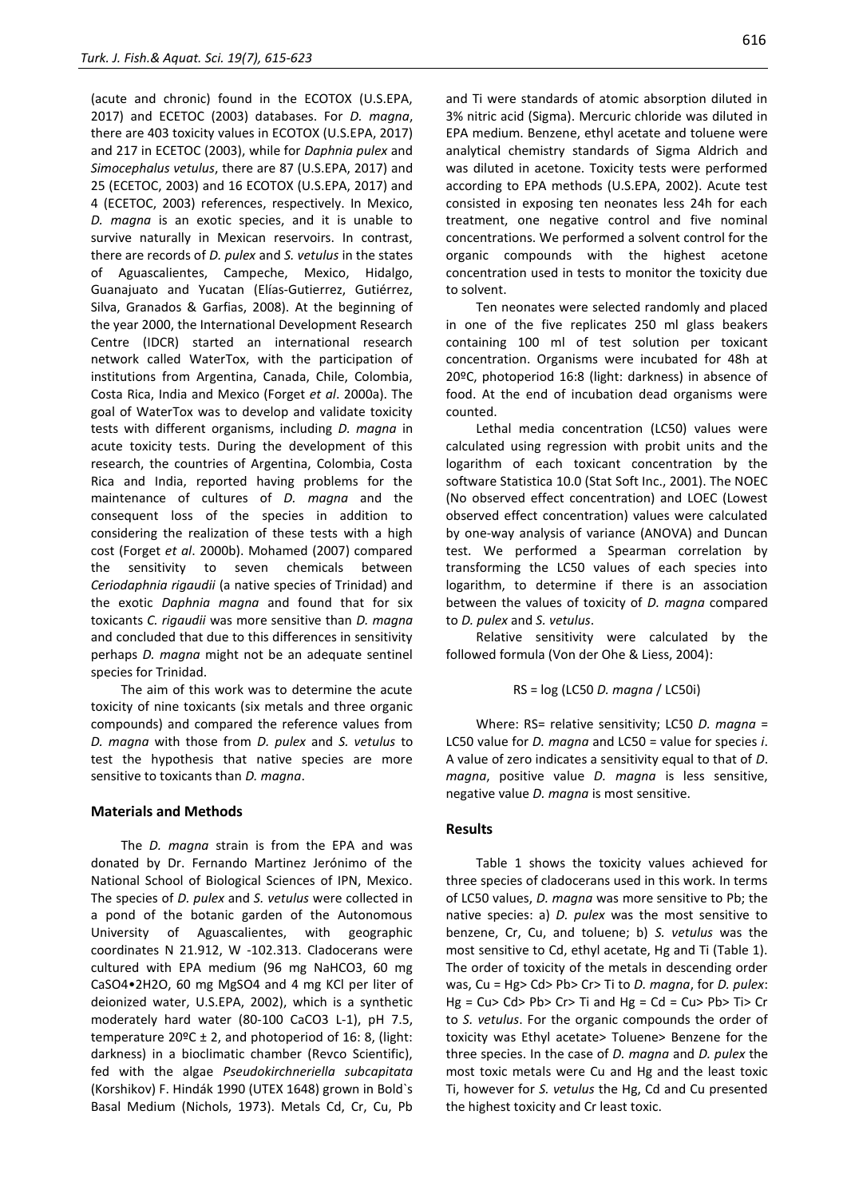(acute and chronic) found in the ECOTOX (U.S.EPA, 2017) and ECETOC (2003) databases. For *D. magna*, there are 403 toxicity values in ECOTOX (U.S.EPA, 2017) and 217 in ECETOC (2003), while for *Daphnia pulex* and *Simocephalus vetulus*, there are 87 (U.S.EPA, 2017) and 25 (ECETOC, 2003) and 16 ECOTOX (U.S.EPA, 2017) and 4 (ECETOC, 2003) references, respectively. In Mexico, *D. magna* is an exotic species, and it is unable to survive naturally in Mexican reservoirs. In contrast, there are records of *D. pulex* and *S. vetulus* in the states of Aguascalientes, Campeche, Mexico, Hidalgo, Guanajuato and Yucatan (Elías-Gutierrez, Gutiérrez, Silva, Granados & Garfias, 2008). At the beginning of the year 2000, the International Development Research Centre (IDCR) started an international research network called WaterTox, with the participation of institutions from Argentina, Canada, Chile, Colombia, Costa Rica, India and Mexico (Forget *et al*. 2000a). The goal of WaterTox was to develop and validate toxicity tests with different organisms, including *D. magna* in acute toxicity tests. During the development of this research, the countries of Argentina, Colombia, Costa Rica and India, reported having problems for the maintenance of cultures of *D. magna* and the consequent loss of the species in addition to considering the realization of these tests with a high cost (Forget *et al*. 2000b). Mohamed (2007) compared the sensitivity to seven chemicals between *Ceriodaphnia rigaudii* (a native species of Trinidad) and the exotic *Daphnia magna* and found that for six toxicants *C. rigaudii* was more sensitive than *D. magna* and concluded that due to this differences in sensitivity perhaps *D. magna* might not be an adequate sentinel species for Trinidad.

The aim of this work was to determine the acute toxicity of nine toxicants (six metals and three organic compounds) and compared the reference values from *D. magna* with those from *D. pulex* and *S. vetulus* to test the hypothesis that native species are more sensitive to toxicants than *D. magna*.

## Materials and Methods

The *D. magna* strain is from the EPA and was donated by Dr. Fernando Martinez Jerónimo of the National School of Biological Sciences of IPN, Mexico. The species of *D. pulex* and *S. vetulus* were collected in a pond of the botanic garden of the Autonomous University of Aguascalientes, with geographic coordinates N 21.912, W -102.313. Cladocerans were cultured with EPA medium (96 mg $NaHCO_3$, 60 mg $CaSO_4 \cdot 2H_2O$, 60 mg $MgSO_4$ and 4 mg KCl per liter of deionized water, U.S.EPA, 2002), which is a synthetic moderately hard water (80-100 $CaCO_3$ $L^{-1}$), pH 7.5, temperature 20ºC ± 2, and photoperiod of 16: 8, (light: darkness) in a bioclimatic chamber (Revco Scientific), fed with the algae *Pseudokirchneriella subcapitata* (Korshikov) F. Hindák 1990 (UTEX 1648) grown in Bold`s Basal Medium (Nichols, 1973). Metals Cd, Cr, Cu, Pb and Ti were standards of atomic absorption diluted in 3% nitric acid (Sigma). Mercuric chloride was diluted in EPA medium. Benzene, ethyl acetate and toluene were analytical chemistry standards of Sigma Aldrich and was diluted in acetone. Toxicity tests were performed according to EPA methods (U.S.EPA, 2002). Acute test consisted in exposing ten neonates less 24h for each treatment, one negative control and five nominal concentrations. We performed a solvent control for the organic compounds with the highest acetone concentration used in tests to monitor the toxicity due to solvent.

Ten neonates were selected randomly and placed in one of the five replicates 250 ml glass beakers containing 100 ml of test solution per toxicant concentration. Organisms were incubated for 48h at 20ºC, photoperiod 16:8 (light: darkness) in absence of food. At the end of incubation dead organisms were counted.

Lethal media concentration (LC50) values were calculated using regression with probit units and the logarithm of each toxicant concentration by the software Statistica 10.0 (Stat Soft Inc., 2001). The NOEC (No observed effect concentration) and LOEC (Lowest observed effect concentration) values were calculated by one-way analysis of variance (ANOVA) and Duncan test. We performed a Spearman correlation by transforming the LC50 values of each species into logarithm, to determine if there is an association between the values of toxicity of *D. magna* compared to *D. pulex* and *S. vetulus*.

Relative sensitivity were calculated by the followed formula (Von der Ohe & Liess, 2004):

$$RS = \log\left(LC50\ D.\ magna\ /\ LC50i\right)$$

Where: RS= relative sensitivity; LC50 *D. magna* = LC50 value for *D. magna* and LC50 = value for species *i*. A value of zero indicates a sensitivity equal to that of *D*. *magna*, positive value *D. magna* is less sensitive, negative value *D. magna* is most sensitive.

## Results

Table 1 shows the toxicity values achieved for three species of cladocerans used in this work. In terms of LC50 values, *D. magna* was more sensitive to Pb; the native species: a) *D. pulex* was the most sensitive to benzene, Cr, Cu, and toluene; b) *S. vetulus* was the most sensitive to Cd, ethyl acetate, Hg and Ti (Table 1). The order of toxicity of the metals in descending order was, Cu = Hg> Cd> Pb> Cr> Ti to *D. magna*, for *D. pulex*: Hg = Cu> Cd> Pb> Cr> Ti and Hg = Cd = Cu> Pb> Ti> Cr to *S. vetulus*. For the organic compounds the order of toxicity was Ethyl acetate> Toluene> Benzene for the three species. In the case of *D. magna* and *D. pulex* the most toxic metals were Cu and Hg and the least toxic Ti, however for *S. vetulus* the Hg, Cd and Cu presented the highest toxicity and Cr least toxic.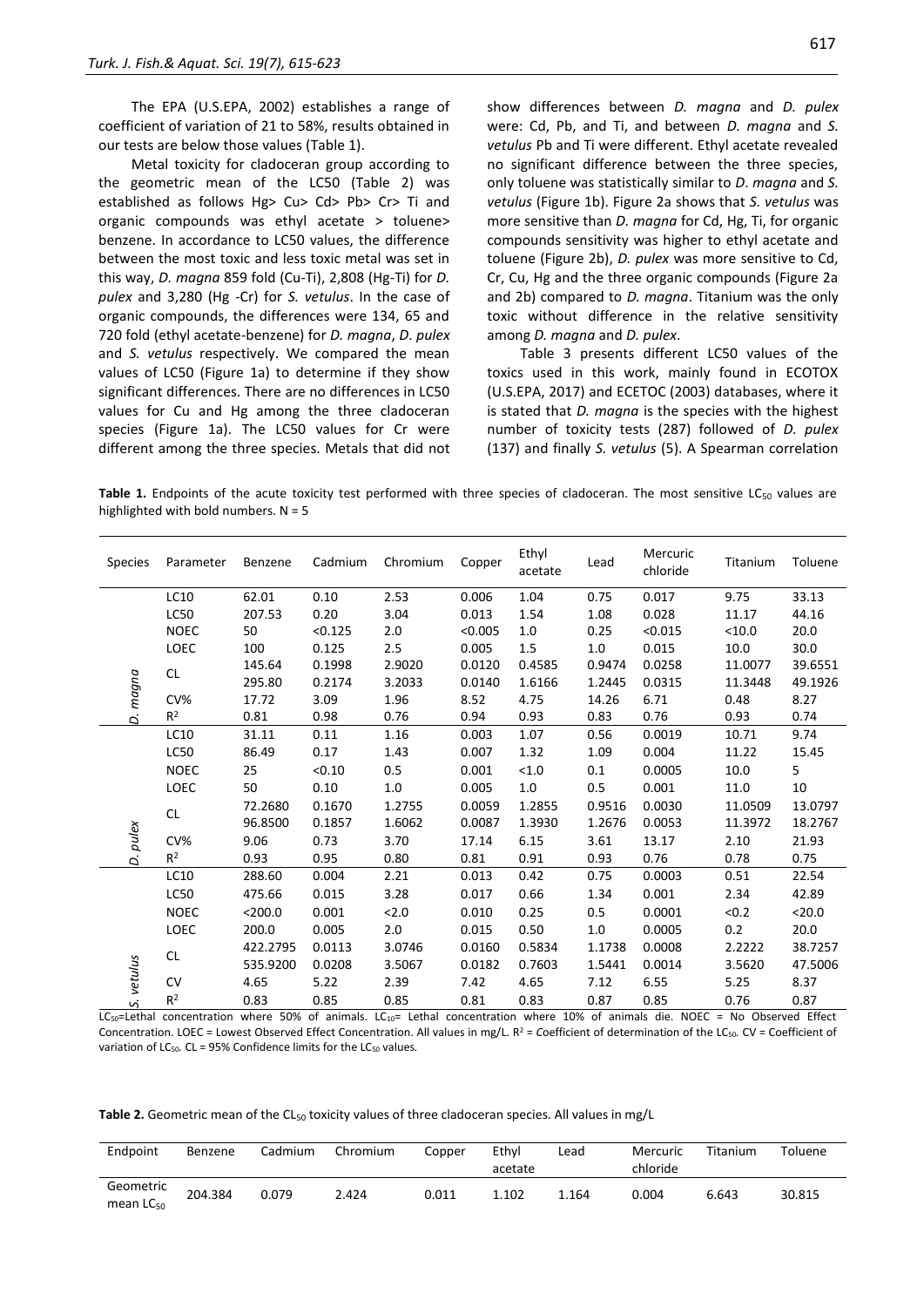The EPA (U.S.EPA, 2002) establishes a range of coefficient of variation of 21 to 58%, results obtained in our tests are below those values (Table 1).

Metal toxicity for cladoceran group according to the geometric mean of the LC50 (Table 2) was established as follows Hg> Cu> Cd> Pb> Cr> Ti and organic compounds was ethyl acetate > toluene> benzene. In accordance to LC50 values, the difference between the most toxic and less toxic metal was set in this way, *D. magna* 859 fold (Cu-Ti), 2,808 (Hg-Ti) for *D. pulex* and 3,280 (Hg -Cr) for *S. vetulus*. In the case of organic compounds, the differences were 134, 65 and 720 fold (ethyl acetate-benzene) for *D. magna*, *D. pulex* and *S. vetulus* respectively. We compared the mean values of LC50 (Figure 1a) to determine if they show significant differences. There are no differences in LC50 values for Cu and Hg among the three cladoceran species (Figure 1a). The LC50 values for Cr were different among the three species. Metals that did not show differences between *D. magna* and *D. pulex* were: Cd, Pb, and Ti, and between *D. magna* and *S. vetulus* Pb and Ti were different. Ethyl acetate revealed no significant difference between the three species, only toluene was statistically similar to *D. magna* and *S. vetulus* (Figure 1b). Figure 2a shows that *S. vetulus* was more sensitive than *D. magna* for Cd, Hg, Ti, for organic compounds sensitivity was higher to ethyl acetate and toluene (Figure 2b), *D. pulex* was more sensitive to Cd, Cr, Cu, Hg and the three organic compounds (Figure 2a and 2b) compared to *D. magna*. Titanium was the only toxic without difference in the relative sensitivity among *D. magna* and *D. pulex*.

Table 3 presents different LC50 values of the toxics used in this work, mainly found in ECOTOX (U.S.EPA, 2017) and ECETOC (2003) databases, where it is stated that *D. magna* is the species with the highest number of toxicity tests (287) followed of *D. pulex* (137) and finally *S. vetulus* (5). A Spearman correlation

**Table 1.** Endpoints of the acute toxicity test performed with three species of cladoceran. The most sensitive $LC_{50}$ values are highlighted with bold numbers. N = 5

| Species | Parameter | Benzene | Cadmium | Chromium | Copper | Ethyl acetate | Lead | Mercuric chloride | Titanium | Toluene |
|---|---|---|---|---|---|---|---|---|---|---|
| *D. magna* | LC10 | 62.01 | 0.10 | 2.53 | 0.006 | 1.04 | 0.75 | 0.017 | 9.75 | 33.13 |
| | LC50 | 207.53 | 0.20 | 3.04 | 0.013 | 1.54 | 1.08 | 0.028 | 11.17 | 44.16 |
| | NOEC | 50 | <0.125 | 2.0 | <0.005 | 1.0 | 0.25 | <0.015 | <10.0 | 20.0 |
| | LOEC | 100 | 0.125 | 2.5 | 0.005 | 1.5 | 1.0 | 0.015 | 10.0 | 30.0 |
| | CL | 145.64<br>295.80 | 0.1998<br>0.2174 | 2.9020<br>3.2033 | 0.0120<br>0.0140 | 0.4585<br>1.6166 | 0.9474<br>1.2445 | 0.0258<br>0.0315 | 11.0077<br>11.3448 | 39.6551<br>49.1926 |
| | CV% | 17.72 | 3.09 | 1.96 | 8.52 | 4.75 | 14.26 | 6.71 | 0.48 | 8.27 |
| | $R^2$ | 0.81 | 0.98 | 0.76 | 0.94 | 0.93 | 0.83 | 0.76 | 0.93 | 0.74 |
| *D. pulex* | LC10 | 31.11 | 0.11 | 1.16 | 0.003 | 1.07 | 0.56 | 0.0019 | 10.71 | 9.74 |
| | LC50 | 86.49 | 0.17 | 1.43 | 0.007 | 1.32 | 1.09 | 0.004 | 11.22 | 15.45 |
| | NOEC | 25 | <0.10 | 0.5 | 0.001 | <1.0 | 0.1 | 0.0005 | 10.0 | 5 |
| | LOEC | 50 | 0.10 | 1.0 | 0.005 | 1.0 | 0.5 | 0.001 | 11.0 | 10 |
| | CL | 72.2680<br>96.8500 | 0.1670<br>0.1857 | 1.2755<br>1.6062 | 0.0059<br>0.0087 | 1.2855<br>1.3930 | 0.9516<br>1.2676 | 0.0030<br>0.0053 | 11.0509<br>11.3972 | 13.0797<br>18.2767 |
| | CV% | 9.06 | 0.73 | 3.70 | 17.14 | 6.15 | 3.61 | 13.17 | 2.10 | 21.93 |
| | $R^2$ | 0.93 | 0.95 | 0.80 | 0.81 | 0.91 | 0.93 | 0.76 | 0.78 | 0.75 |
| *S. vetulus* | LC10 | 288.60 | 0.004 | 2.21 | 0.013 | 0.42 | 0.75 | 0.0003 | 0.51 | 22.54 |
| | LC50 | 475.66 | 0.015 | 3.28 | 0.017 | 0.66 | 1.34 | 0.001 | 2.34 | 42.89 |
| | NOEC | <200.0 | 0.001 | <2.0 | 0.010 | 0.25 | 0.5 | 0.0001 | <0.2 | <20.0 |
| | LOEC | 200.0 | 0.005 | 2.0 | 0.015 | 0.50 | 1.0 | 0.0005 | 0.2 | 20.0 |
| | CL | 422.2795<br>535.9200 | 0.0113<br>0.0208 | 3.0746<br>3.5067 | 0.0160<br>0.0182 | 0.5834<br>0.7603 | 1.1738<br>1.5441 | 0.0008<br>0.0014 | 2.2222<br>3.5620 | 38.7257<br>47.5006 |
| | CV | 4.65 | 5.22 | 2.39 | 7.42 | 4.65 | 7.12 | 6.55 | 5.25 | 8.37 |
| | $R^2$ | 0.83 | 0.85 | 0.85 | 0.81 | 0.83 | 0.87 | 0.85 | 0.76 | 0.87 |

$LC_{50}$=Lethal concentration where 50% of animals. $LC_{10}$= Lethal concentration where 10% of animals die. NOEC = No Observed Effect Concentration. LOEC = Lowest Observed Effect Concentration. All values in mg/L. $R^2$ = Coefficient of determination of the $LC_{50}$. CV = Coefficient of variation of $LC_{50}$. CL = 95% Confidence limits for the $LC_{50}$ values.

**Table 2.** Geometric mean of the $CL_{50}$ toxicity values of three cladoceran species. All values in mg/L

| Endpoint | Benzene | Cadmium | Chromium | Copper | Ethyl acetate | Lead | Mercuric chloride | Titanium | Toluene |
|---|---|---|---|---|---|---|---|---|---|
| Geometric mean $LC_{50}$ | 204.384 | 0.079 | 2.424 | 0.011 | 1.102 | 1.164 | 0.004 | 6.643 | 30.815 |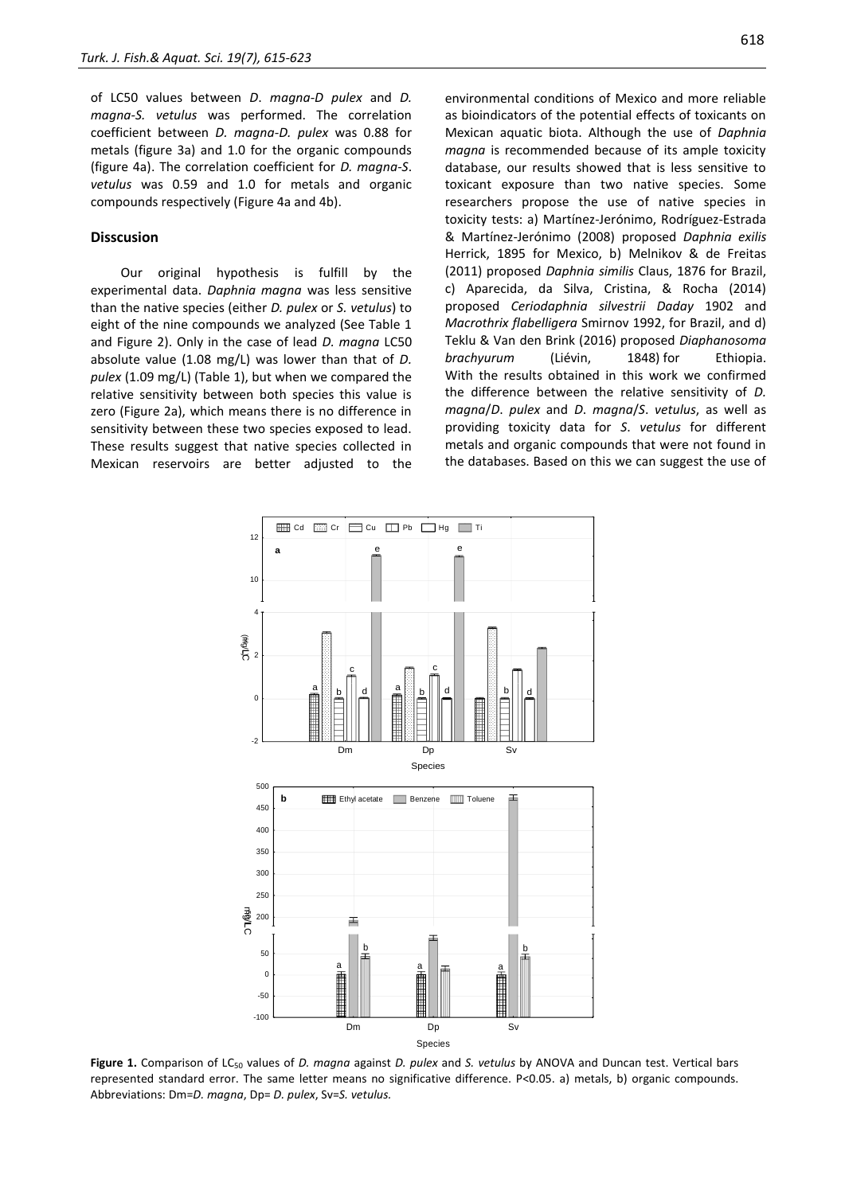of LC50 values between *D. magna-D pulex* and *D. magna-S. vetulus* was performed. The correlation coefficient between *D. magna-D. pulex* was 0.88 for metals (figure 3a) and 1.0 for the organic compounds (figure 4a). The correlation coefficient for *D. magna-S. vetulus* was 0.59 and 1.0 for metals and organic compounds respectively (Figure 4a and 4b).

## Disscusion

Our original hypothesis is fulfill by the experimental data. *Daphnia magna* was less sensitive than the native species (either *D. pulex* or *S. vetulus*) to eight of the nine compounds we analyzed (See Table 1 and Figure 2). Only in the case of lead *D. magna* LC50 absolute value (1.08 mg/L) was lower than that of *D. pulex* (1.09 mg/L) (Table 1), but when we compared the relative sensitivity between both species this value is zero (Figure 2a), which means there is no difference in sensitivity between these two species exposed to lead. These results suggest that native species collected in Mexican reservoirs are better adjusted to the environmental conditions of Mexico and more reliable as bioindicators of the potential effects of toxicants on Mexican aquatic biota. Although the use of *Daphnia magna* is recommended because of its ample toxicity database, our results showed that is less sensitive to toxicant exposure than two native species. Some researchers propose the use of native species in toxicity tests: a) Martínez-Jerónimo, Rodríguez-Estrada & Martínez-Jerónimo (2008) proposed *Daphnia exilis* Herrick, 1895 for Mexico, b) Melnikov & de Freitas (2011) proposed *Daphnia similis* Claus, 1876 for Brazil, c) Aparecida, da Silva, Cristina, & Rocha (2014) proposed *Ceriodaphnia silvestrii Daday* 1902 and *Macrothrix flabelligera* Smirnov 1992, for Brazil, and d) Teklu & Van den Brink (2016) proposed *Diaphanosoma brachyurum* (Liévin, 1848) for Ethiopia. With the results obtained in this work we confirmed the difference between the relative sensitivity of *D. magna*/*D. pulex* and *D. magna*/*S. vetulus*, as well as providing toxicity data for *S. vetulus* for different metals and organic compounds that were not found in the databases. Based on this we can suggest the use of

**Figure 1.** Comparison of $LC_{50}$ values of *D. magna* against *D. pulex* and *S. vetulus* by ANOVA and Duncan test. Vertical bars represented standard error. The same letter means no significative difference. P<0.05. a) metals, b) organic compounds. Abbreviations: Dm=*D. magna*, Dp= *D. pulex*, Sv=*S. vetulus.*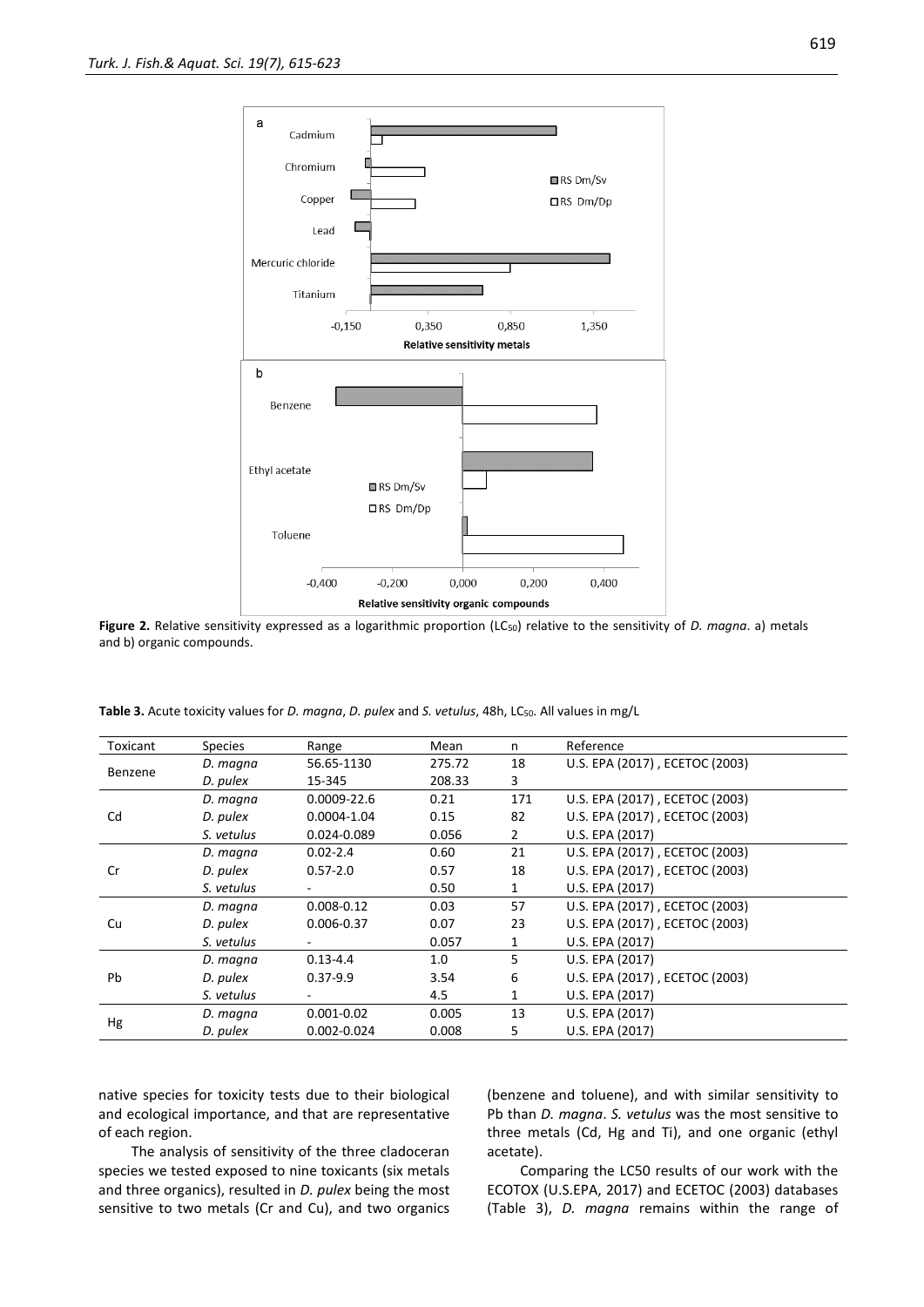**Figure 2.** Relative sensitivity expressed as a logarithmic proportion ($LC_{50}$) relative to the sensitivity of *D. magna*. a) metals and b) organic compounds.

**Table 3.** Acute toxicity values for *D. magna*, *D. pulex* and *S. vetulus*, 48h, $LC_{50}$. All values in mg/L

| Toxicant | Species | Range | Mean | n | Reference |
|---|---|---|---|---|---|
| Benzene | *D. magna* | 56.65-1130 | 275.72 | 18 | U.S. EPA (2017) , ECETOC (2003) |
| | *D. pulex* | 15-345 | 208.33 | 3 | |
| Cd | *D. magna* | 0.0009-22.6 | 0.21 | 171 | U.S. EPA (2017) , ECETOC (2003) |
| | *D. pulex* | 0.0004-1.04 | 0.15 | 82 | U.S. EPA (2017) , ECETOC (2003) |
| | *S. vetulus* | 0.024-0.089 | 0.056 | 2 | U.S. EPA (2017) |
| Cr | *D. magna* | 0.02-2.4 | 0.60 | 21 | U.S. EPA (2017) , ECETOC (2003) |
| | *D. pulex* | 0.57-2.0 | 0.57 | 18 | U.S. EPA (2017) , ECETOC (2003) |
| | *S. vetulus* | - | 0.50 | 1 | U.S. EPA (2017) |
| Cu | *D. magna* | 0.008-0.12 | 0.03 | 57 | U.S. EPA (2017) , ECETOC (2003) |
| | *D. pulex* | 0.006-0.37 | 0.07 | 23 | U.S. EPA (2017) , ECETOC (2003) |
| | *S. vetulus* | - | 0.057 | 1 | U.S. EPA (2017) |
| Pb | *D. magna* | 0.13-4.4 | 1.0 | 5 | U.S. EPA (2017) |
| | *D. pulex* | 0.37-9.9 | 3.54 | 6 | U.S. EPA (2017) , ECETOC (2003) |
| | *S. vetulus* | - | 4.5 | 1 | U.S. EPA (2017) |
| Hg | *D. magna* | 0.001-0.02 | 0.005 | 13 | U.S. EPA (2017) |
| | *D. pulex* | 0.002-0.024 | 0.008 | 5 | U.S. EPA (2017) |

native species for toxicity tests due to their biological and ecological importance, and that are representative of each region.

The analysis of sensitivity of the three cladoceran species we tested exposed to nine toxicants (six metals and three organics), resulted in *D. pulex* being the most sensitive to two metals (Cr and Cu), and two organics (benzene and toluene), and with similar sensitivity to Pb than *D. magna*. *S. vetulus* was the most sensitive to three metals (Cd, Hg and Ti), and one organic (ethyl acetate).

Comparing the LC50 results of our work with the ECOTOX (U.S.EPA, 2017) and ECETOC (2003) databases (Table 3), *D. magna* remains within the range of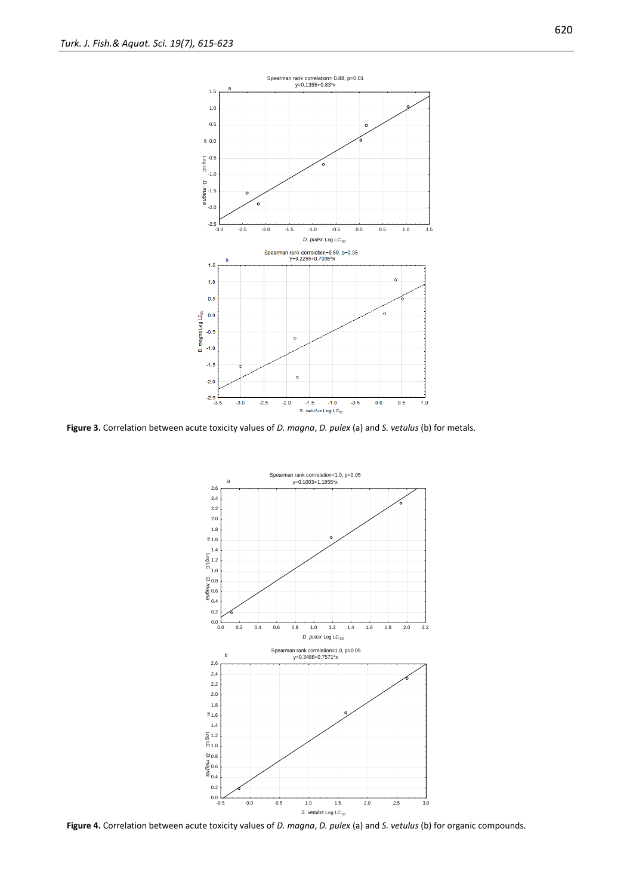**Figure 3.** Correlation between acute toxicity values of *D. magna*, *D. pulex* (a) and *S. vetulus* (b) for metals.

**Figure 4.** Correlation between acute toxicity values of *D. magna*, *D. pulex* (a) and *S. vetulus* (b) for organic compounds.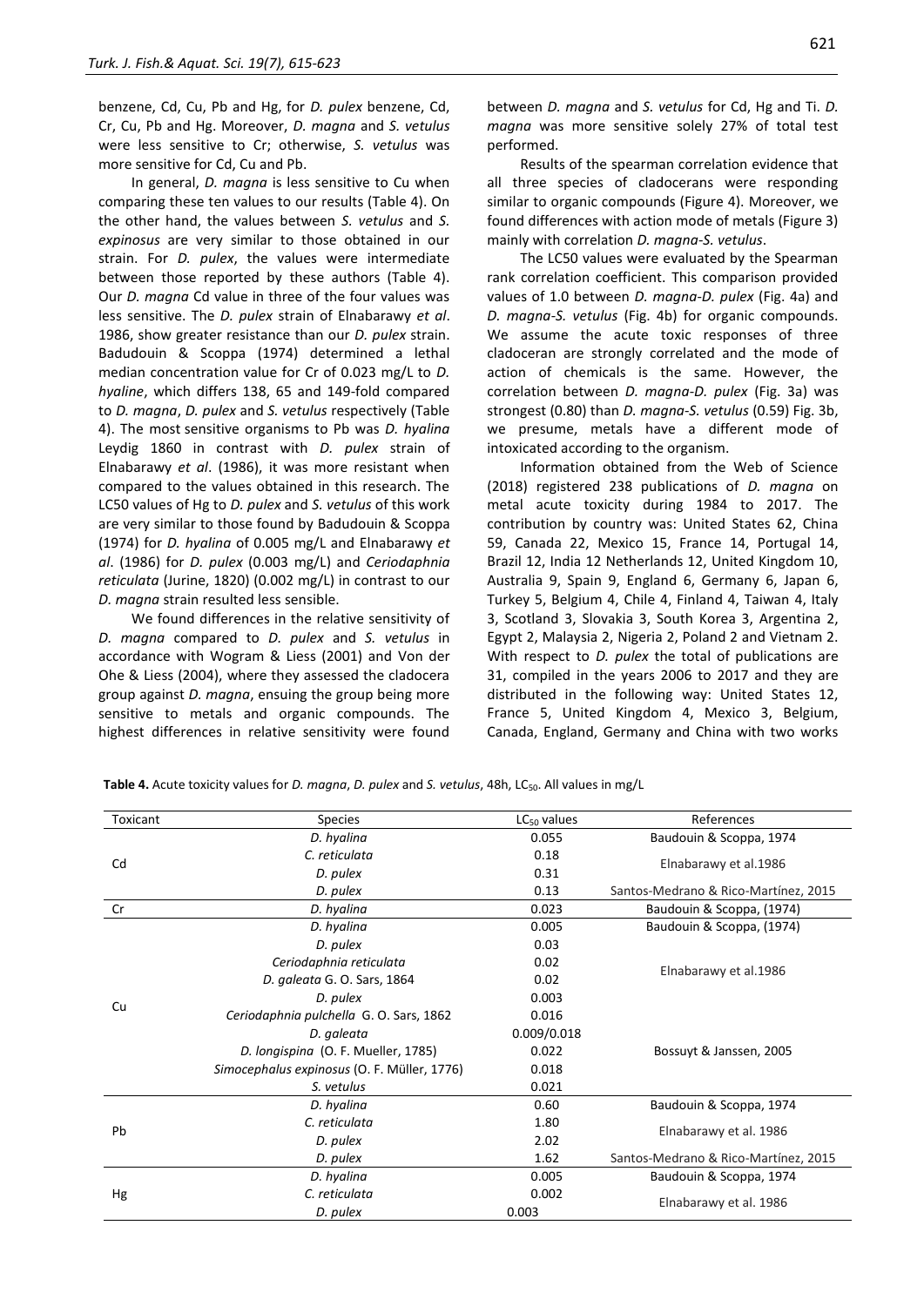benzene, Cd, Cu, Pb and Hg, for *D. pulex* benzene, Cd, Cr, Cu, Pb and Hg. Moreover, *D. magna* and *S. vetulus* were less sensitive to Cr; otherwise, *S. vetulus* was more sensitive for Cd, Cu and Pb.

In general, *D. magna* is less sensitive to Cu when comparing these ten values to our results (Table 4). On the other hand, the values between *S. vetulus* and *S. expinosus* are very similar to those obtained in our strain. For *D. pulex*, the values were intermediate between those reported by these authors (Table 4). Our *D. magna* Cd value in three of the four values was less sensitive. The *D. pulex* strain of Elnabarawy *et al*. 1986, show greater resistance than our *D. pulex* strain. Badudouin & Scoppa (1974) determined a lethal median concentration value for Cr of 0.023 mg/L to *D. hyaline*, which differs 138, 65 and 149-fold compared to *D. magna*, *D. pulex* and *S. vetulus* respectively (Table 4). The most sensitive organisms to Pb was *D. hyalina* Leydig 1860 in contrast with *D. pulex* strain of Elnabarawy *et al*. (1986), it was more resistant when compared to the values obtained in this research. The LC50 values of Hg to *D. pulex* and *S. vetulus* of this work are very similar to those found by Badudouin & Scoppa (1974) for *D. hyalina* of 0.005 mg/L and Elnabarawy *et al*. (1986) for *D. pulex* (0.003 mg/L) and *Ceriodaphnia reticulata* (Jurine, 1820) (0.002 mg/L) in contrast to our *D. magna* strain resulted less sensible.

We found differences in the relative sensitivity of *D. magna* compared to *D. pulex* and *S. vetulus* in accordance with Wogram & Liess (2001) and Von der Ohe & Liess (2004), where they assessed the cladocera group against *D. magna*, ensuing the group being more sensitive to metals and organic compounds. The highest differences in relative sensitivity were found between *D. magna* and *S. vetulus* for Cd, Hg and Ti. *D. magna* was more sensitive solely 27% of total test performed.

Results of the spearman correlation evidence that all three species of cladocerans were responding similar to organic compounds (Figure 4). Moreover, we found differences with action mode of metals (Figure 3) mainly with correlation *D. magna-S. vetulus*.

The LC50 values were evaluated by the Spearman rank correlation coefficient. This comparison provided values of 1.0 between *D. magna-D. pulex* (Fig. 4a) and *D. magna-S. vetulus* (Fig. 4b) for organic compounds. We assume the acute toxic responses of three cladoceran are strongly correlated and the mode of action of chemicals is the same. However, the correlation between *D. magna-D. pulex* (Fig. 3a) was strongest (0.80) than *D. magna-S. vetulus* (0.59) Fig. 3b, we presume, metals have a different mode of intoxicated according to the organism.

Information obtained from the Web of Science (2018) registered 238 publications of *D. magna* on metal acute toxicity during 1984 to 2017. The contribution by country was: United States 62, China 59, Canada 22, Mexico 15, France 14, Portugal 14, Brazil 12, India 12 Netherlands 12, United Kingdom 10, Australia 9, Spain 9, England 6, Germany 6, Japan 6, Turkey 5, Belgium 4, Chile 4, Finland 4, Taiwan 4, Italy 3, Scotland 3, Slovakia 3, South Korea 3, Argentina 2, Egypt 2, Malaysia 2, Nigeria 2, Poland 2 and Vietnam 2. With respect to *D. pulex* the total of publications are 31, compiled in the years 2006 to 2017 and they are distributed in the following way: United States 12, France 5, United Kingdom 4, Mexico 3, Belgium, Canada, England, Germany and China with two works

**Table 4.** Acute toxicity values for *D. magna*, *D. pulex* and *S. vetulus*, 48h, $LC_{50}$. All values in mg/L

| Toxicant | Species | $LC_{50}$ values | References |
|---|---|---|---|
| Cd | *D. hyalina* | 0.055 | Baudouin & Scoppa, 1974 |
| | *C. reticulata* | 0.18 | Elnabarawy et al.1986 |
| | *D. pulex* | 0.31 | |
| | *D. pulex* | 0.13 | Santos-Medrano & Rico-Martínez, 2015 |
| Cr | *D. hyalina* | 0.023 | Baudouin & Scoppa, (1974) |
| Cu | *D. hyalina* | 0.005 | Baudouin & Scoppa, (1974) |
| | *D. pulex* | 0.03 | Elnabarawy et al.1986 |
| | *Ceriodaphnia reticulata* | 0.02 | |
| | *D. galeata* G. O. Sars, 1864 | 0.02 | |
| | *D. pulex* | 0.003 | Bossuyt & Janssen, 2005 |
| | *Ceriodaphnia pulchella* G. O. Sars, 1862 | 0.016 | |
| | *D. galeata* | 0.009/0.018 | |
| | *D. longispina* (O. F. Mueller, 1785) | 0.022 | |
| | *Simocephalus expinosus* (O. F. Müller, 1776) | 0.018 | |
| | *S. vetulus* | 0.021 | |
| Pb | *D. hyalina* | 0.60 | Baudouin & Scoppa, 1974 |
| | *C. reticulata* | 1.80 | Elnabarawy et al. 1986 |
| | *D. pulex* | 2.02 | |
| | *D. pulex* | 1.62 | Santos-Medrano & Rico-Martínez, 2015 |
| Hg | *D. hyalina* | 0.005 | Baudouin & Scoppa, 1974 |
| | *C. reticulata* | 0.002 | Elnabarawy et al. 1986 |
| | *D. pulex* | 0.003 | |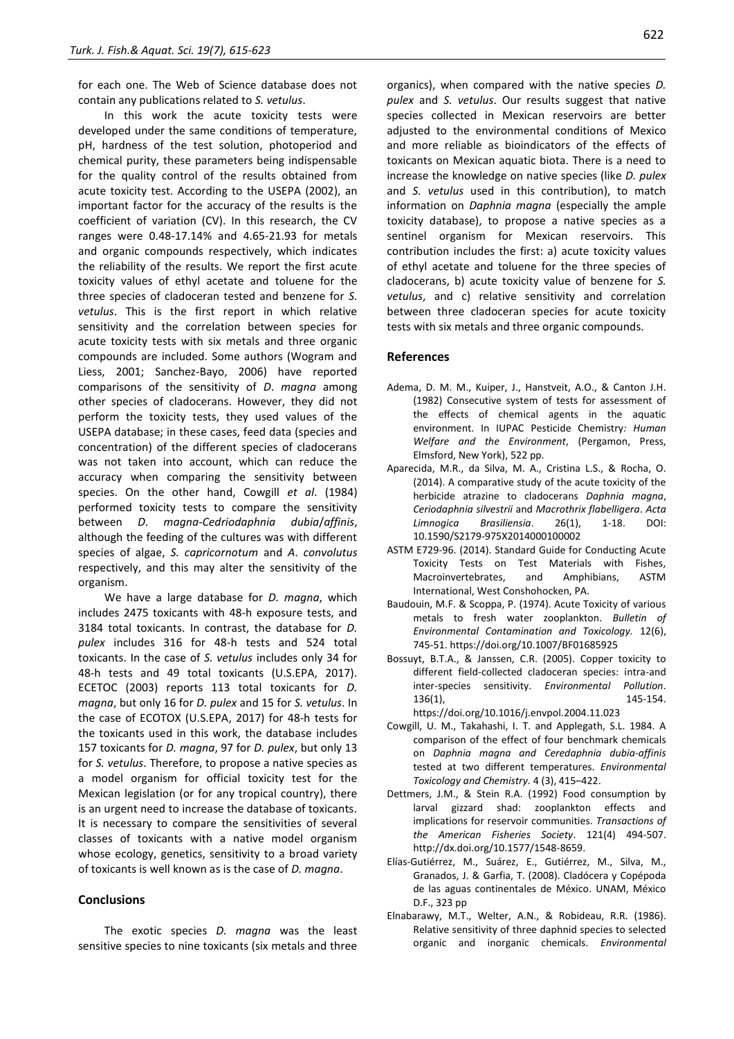for each one. The Web of Science database does not contain any publications related to *S. vetulus*.

In this work the acute toxicity tests were developed under the same conditions of temperature, pH, hardness of the test solution, photoperiod and chemical purity, these parameters being indispensable for the quality control of the results obtained from acute toxicity test. According to the USEPA (2002), an important factor for the accuracy of the results is the coefficient of variation (CV). In this research, the CV ranges were 0.48-17.14% and 4.65-21.93 for metals and organic compounds respectively, which indicates the reliability of the results. We report the first acute toxicity values of ethyl acetate and toluene for the three species of cladoceran tested and benzene for *S. vetulus*. This is the first report in which relative sensitivity and the correlation between species for acute toxicity tests with six metals and three organic compounds are included. Some authors (Wogram and Liess, 2001; Sanchez-Bayo, 2006) have reported comparisons of the sensitivity of *D. magna* among other species of cladocerans. However, they did not perform the toxicity tests, they used values of the USEPA database; in these cases, feed data (species and concentration) of the different species of cladocerans was not taken into account, which can reduce the accuracy when comparing the sensitivity between species. On the other hand, Cowgill *et al.* (1984) performed toxicity tests to compare the sensitivity between *D. magna*-*Cedriodaphnia dubia*/*affinis*, although the feeding of the cultures was with different species of algae, *S. capricornotum* and *A. convolutus* respectively, and this may alter the sensitivity of the organism.

We have a large database for *D. magna*, which includes 2475 toxicants with 48-h exposure tests, and 3184 total toxicants. In contrast, the database for *D. pulex* includes 316 for 48-h tests and 524 total toxicants. In the case of *S. vetulus* includes only 34 for 48-h tests and 49 total toxicants (U.S.EPA, 2017). ECETOC (2003) reports 113 total toxicants for *D. magna*, but only 16 for *D. pulex* and 15 for *S. vetulus*. In the case of ECOTOX (U.S.EPA, 2017) for 48-h tests for the toxicants used in this work, the database includes 157 toxicants for *D. magna*, 97 for *D. pulex*, but only 13 for *S. vetulus*. Therefore, to propose a native species as a model organism for official toxicity test for the Mexican legislation (or for any tropical country), there is an urgent need to increase the database of toxicants. It is necessary to compare the sensitivities of several classes of toxicants with a native model organism whose ecology, genetics, sensitivity to a broad variety of toxicants is well known as is the case of *D. magna*.

## Conclusions

The exotic species *D. magna* was the least sensitive species to nine toxicants (six metals and three organics), when compared with the native species *D. pulex* and *S. vetulus*. Our results suggest that native species collected in Mexican reservoirs are better adjusted to the environmental conditions of Mexico and more reliable as bioindicators of the effects of toxicants on Mexican aquatic biota. There is a need to increase the knowledge on native species (like *D. pulex* and *S. vetulus* used in this contribution), to match information on *Daphnia magna* (especially the ample toxicity database), to propose a native species as a sentinel organism for Mexican reservoirs. This contribution includes the first: a) acute toxicity values of ethyl acetate and toluene for the three species of cladocerans, b) acute toxicity value of benzene for *S. vetulus*, and c) relative sensitivity and correlation between three cladoceran species for acute toxicity tests with six metals and three organic compounds.

## References

Adema, D. M. M., Kuiper, J., Hanstveit, A.O., & Canton J.H. (1982) Consecutive system of tests for assessment of the effects of chemical agents in the aquatic environment. In IUPAC Pesticide Chemistry*: Human Welfare and the Environment*, (Pergamon, Press, Elmsford, New York), 522 pp.

Aparecida, M.R., da Silva, M. A., Cristina L.S., & Rocha, O. (2014). A comparative study of the acute toxicity of the herbicide atrazine to cladocerans *Daphnia magna*, *Ceriodaphnia silvestrii* and *Macrothrix flabelligera*. *Acta Limnogica Brasiliensia*. 26(1), 1-18. DOI: 10.1590/S2179-975X2014000100002

ASTM E729-96. (2014). Standard Guide for Conducting Acute Toxicity Tests on Test Materials with Fishes, Macroinvertebrates, and Amphibians, ASTM International, West Conshohocken, PA.

Baudouin, M.F. & Scoppa, P. (1974). Acute Toxicity of various metals to fresh water zooplankton. *Bulletin of Environmental Contamination and Toxicology.* 12(6), 745-51. https://doi.org/10.1007/BF01685925

Bossuyt, B.T.A., & Janssen, C.R. (2005). Copper toxicity to different field-collected cladoceran species: intra-and inter-species sensitivity. *Environmental Pollution*. 136(1), 145-154. https://doi.org/10.1016/j.envpol.2004.11.023

Cowgill, U. M., Takahashi, I. T. and Applegath, S.L. 1984. A comparison of the effect of four benchmark chemicals on *Daphnia magna and Ceredaphnia dubia-affinis* tested at two different temperatures. *Environmental Toxicology and Chemistry.* 4 (3), 415–422.

Dettmers, J.M., & Stein R.A. (1992) Food consumption by larval gizzard shad: zooplankton effects and implications for reservoir communities. *Transactions of the American Fisheries Society*. 121(4) 494-507. http://dx.doi.org/10.1577/1548-8659.

Elías-Gutiérrez, M., Suárez, E., Gutiérrez, M., Silva, M., Granados, J. & Garfia, T. (2008). Cladócera y Copépoda de las aguas continentales de México. UNAM, México D.F., 323 pp

Elnabarawy, M.T., Welter, A.N., & Robideau, R.R. (1986). Relative sensitivity of three daphnid species to selected organic and inorganic chemicals. *Environmental*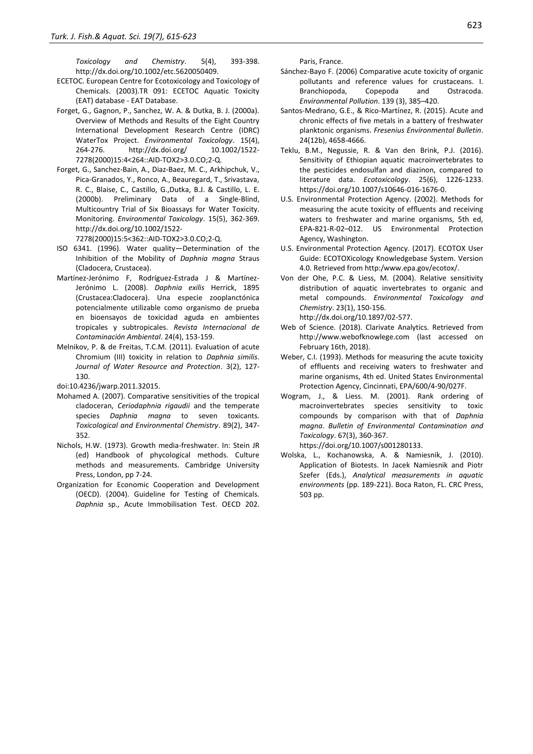*Toxicology and Chemistry*. 5(4), 393-398. http://dx.doi.org/10.1002/etc.5620050409.

ECETOC. European Centre for Ecotoxicology and Toxicology of Chemicals. (2003).TR 091: ECETOC Aquatic Toxicity (EAT) database - EAT Database.

Forget, G., Gagnon, P., Sanchez, W. A. & Dutka, B. J. (2000a). Overview of Methods and Results of the Eight Country International Development Research Centre (IDRC) WaterTox Project. *Environmental Toxicology*. 15(4), 264-276. http://dx.doi.org/ 10.1002/1522-7278(2000)15:4<264::AID-TOX2>3.0.CO;2-Q.

Forget, G., Sanchez-Bain, A., Diaz-Baez, M. C., Arkhipchuk, V., Pica-Granados, Y., Ronco, A., Beauregard, T., Srivastava, R. C., Blaise, C., Castillo, G.,Dutka, B.J. & Castillo, L. E. (2000b). Preliminary Data of a Single-Blind, Multicountry Trial of Six Bioassays for Water Toxicity. Monitoring. *Environmental Toxicology*. 15(5), 362-369. http://dx.doi.org/10.1002/1522-7278(2000)15:5<362::AID-TOX2>3.0.CO;2-Q.

ISO 6341. (1996). Water quality—Determination of the Inhibition of the Mobility of *Daphnia magna* Straus (Cladocera, Crustacea).

Martínez-Jerónimo F, Rodríguez-Estrada J & Martínez-Jerónimo L. (2008). *Daphnia exilis* Herrick, 1895 (Crustacea:Cladocera). Una especie zooplanctónica potencialmente utilizable como organismo de prueba en bioensayos de toxicidad aguda en ambientes tropicales y subtropicales. *Revista Internacional de Contaminación Ambiental*. 24(4), 153-159.

Melnikov, P. & de Freitas, T.C.M. (2011). Evaluation of acute Chromium (III) toxicity in relation to *Daphnia similis*. *Journal of Water Resource and Protection*. 3(2), 127-130.

doi:10.4236/jwarp.2011.32015.

Mohamed A. (2007). Comparative sensitivities of the tropical cladoceran, *Ceriodaphnia rigaudii* and the temperate species *Daphnia magna* to seven toxicants. *Toxicological and Environmental Chemistry*. 89(2), 347-352.

Nichols, H.W. (1973). Growth media-freshwater. In: Stein JR (ed) Handbook of phycological methods. Culture methods and measurements. Cambridge University Press, London, pp 7-24.

Organization for Economic Cooperation and Development (OECD). (2004). Guideline for Testing of Chemicals. *Daphnia* sp., Acute Immobilisation Test. OECD 202. Paris, France.

Sánchez-Bayo F. (2006) Comparative acute toxicity of organic pollutants and reference values for crustaceans. I. Branchiopoda, Copepoda and Ostracoda. *Environmental Pollution*. 139 (3), 385–420.

Santos-Medrano, G.E., & Rico-Martínez, R. (2015). Acute and chronic effects of five metals in a battery of freshwater planktonic organisms. *Fresenius Environmental Bulletin*. 24(12b), 4658-4666.

Teklu, B.M., Negussie, R. & Van den Brink, P.J. (2016). Sensitivity of Ethiopian aquatic macroinvertebrates to the pesticides endosulfan and diazinon, compared to literature data. *Ecotoxicology*. 25(6), 1226-1233. https://doi.org/10.1007/s10646-016-1676-0.

U.S. Environmental Protection Agency. (2002). Methods for measuring the acute toxicity of effluents and receiving waters to freshwater and marine organisms, 5th ed, EPA-821-R-02–012. US Environmental Protection Agency, Washington.

U.S. Environmental Protection Agency. (2017). ECOTOX User Guide: ECOTOXicology Knowledgebase System. Version 4.0. Retrieved from http:/www.epa.gov/ecotox/.

Von der Ohe, P.C. & Liess, M. (2004). Relative sensitivity distribution of aquatic invertebrates to organic and metal compounds. *Environmental Toxicology and Chemistry*. 23(1), 150-156. http://dx.doi.org/10.1897/02-577.

Web of Science. (2018). Clarivate Analytics. Retrieved from http://www.webofknowlege.com (last accessed on February 16th, 2018).

Weber, C.I. (1993). Methods for measuring the acute toxicity of effluents and receiving waters to freshwater and marine organisms, 4th ed. United States Environmental Protection Agency, Cincinnati, EPA/600/4-90/027F.

Wogram, J., & Liess. M. (2001). Rank ordering of macroinvertebrates species sensitivity to toxic compounds by comparison with that of *Daphnia magna*. *Bulletin of Environmental Contamination and Toxicology*. 67(3), 360-367. https://doi.org/10.1007/s001280133.

Wolska, L., Kochanowska, A. & Namiesnik, J. (2010). Application of Biotests. In Jacek Namiesnik and Piotr Szefer (Eds.), *Analytical measurements in aquatic environments* (pp. 189-221). Boca Raton, FL. CRC Press, 503 pp.